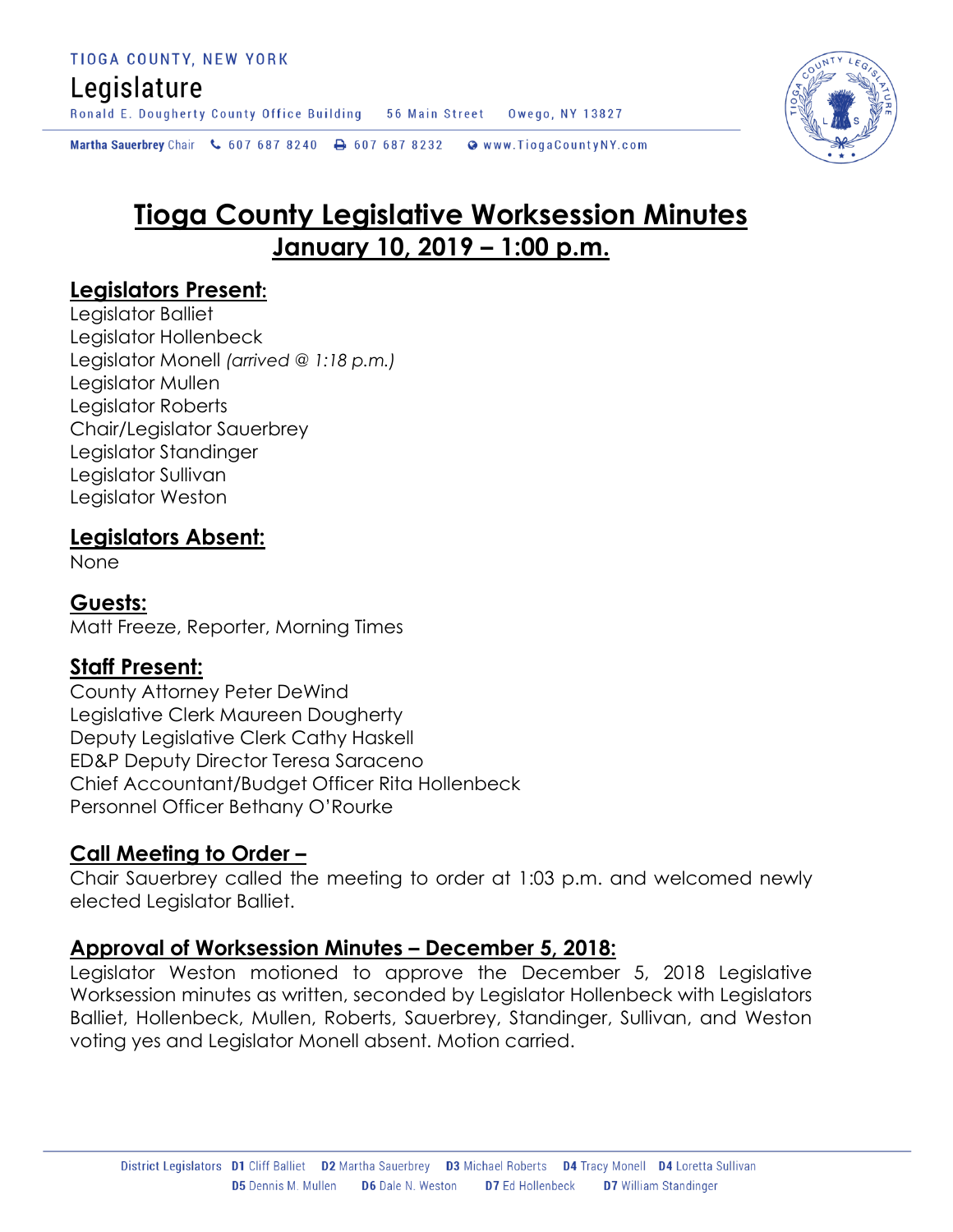TIOGA COUNTY, NEW YORK

Legislature

Ronald E. Dougherty County Office Building 56 Main Street Owego, NY 13827

Martha Sauerbrey Chair 607 687 8240 607 687 8232 www.TiogaCountyNY.com

# Tioga County Legislative Worksession Minutes
## January 10, 2019 – 1:00 p.m.

## Legislators Present:
Legislator Balliet
Legislator Hollenbeck
Legislator Monell *(arrived @ 1:18 p.m.)*
Legislator Mullen
Legislator Roberts
Chair/Legislator Sauerbrey
Legislator Standinger
Legislator Sullivan
Legislator Weston

## Legislators Absent:
None

## Guests:
Matt Freeze, Reporter, Morning Times

## Staff Present:
County Attorney Peter DeWind
Legislative Clerk Maureen Dougherty
Deputy Legislative Clerk Cathy Haskell
ED&P Deputy Director Teresa Saraceno
Chief Accountant/Budget Officer Rita Hollenbeck
Personnel Officer Bethany O'Rourke

## Call Meeting to Order –
Chair Sauerbrey called the meeting to order at 1:03 p.m. and welcomed newly elected Legislator Balliet.

## Approval of Worksession Minutes – December 5, 2018:
Legislator Weston motioned to approve the December 5, 2018 Legislative Worksession minutes as written, seconded by Legislator Hollenbeck with Legislators Balliet, Hollenbeck, Mullen, Roberts, Sauerbrey, Standinger, Sullivan, and Weston voting yes and Legislator Monell absent. Motion carried.

District Legislators D1 Cliff Balliet D2 Martha Sauerbrey D3 Michael Roberts D4 Tracy Monell D4 Loretta Sullivan D5 Dennis M. Mullen D6 Dale N. Weston D7 Ed Hollenbeck D7 William Standinger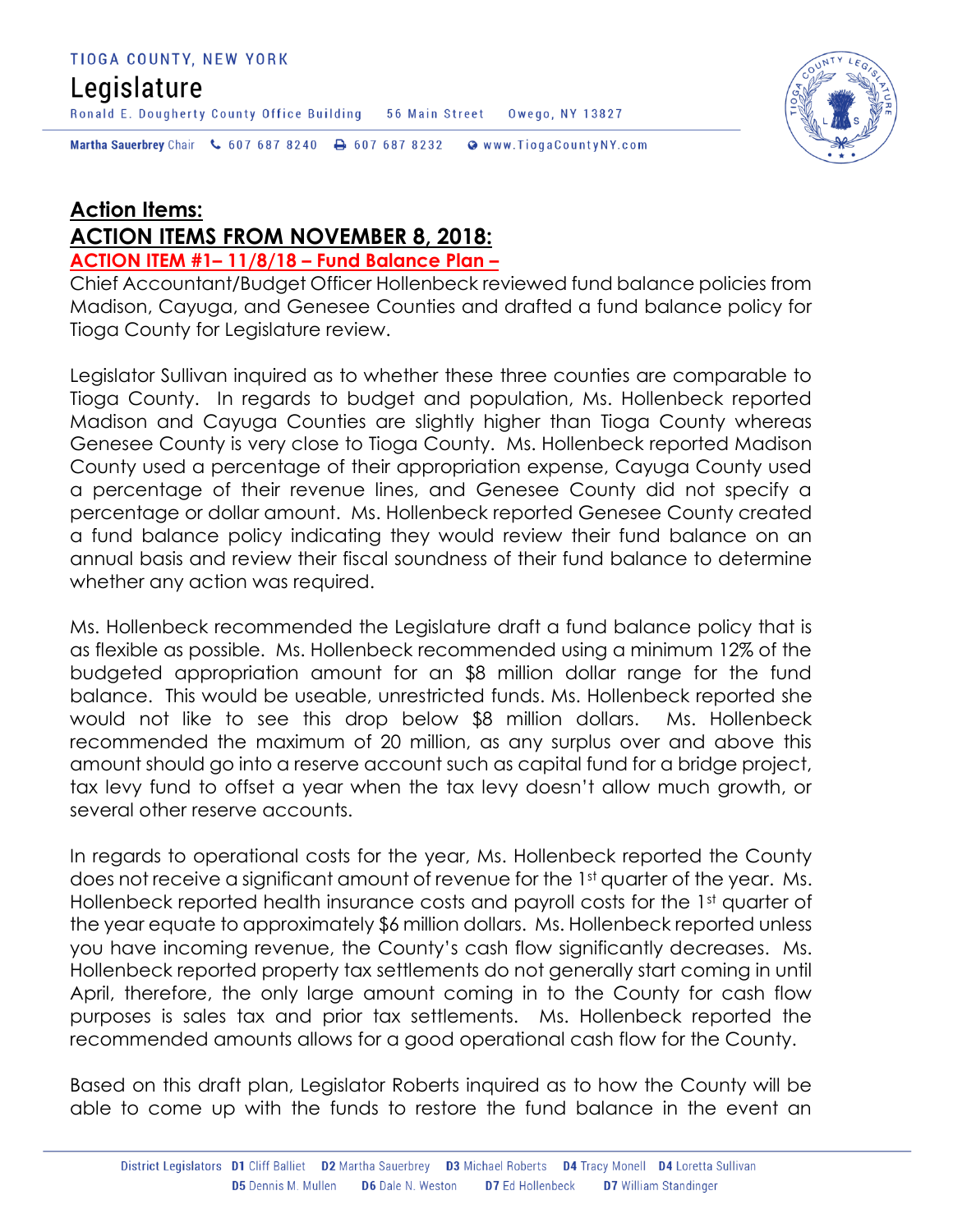# Action Items:

# ACTION ITEMS FROM NOVEMBER 8, 2018:

**ACTION ITEM #1– 11/8/18 – Fund Balance Plan –**

Chief Accountant/Budget Officer Hollenbeck reviewed fund balance policies from Madison, Cayuga, and Genesee Counties and drafted a fund balance policy for Tioga County for Legislature review.

Legislator Sullivan inquired as to whether these three counties are comparable to Tioga County. In regards to budget and population, Ms. Hollenbeck reported Madison and Cayuga Counties are slightly higher than Tioga County whereas Genesee County is very close to Tioga County. Ms. Hollenbeck reported Madison County used a percentage of their appropriation expense, Cayuga County used a percentage of their revenue lines, and Genesee County did not specify a percentage or dollar amount. Ms. Hollenbeck reported Genesee County created a fund balance policy indicating they would review their fund balance on an annual basis and review their fiscal soundness of their fund balance to determine whether any action was required.

Ms. Hollenbeck recommended the Legislature draft a fund balance policy that is as flexible as possible. Ms. Hollenbeck recommended using a minimum 12% of the budgeted appropriation amount for an $8 million dollar range for the fund balance. This would be useable, unrestricted funds. Ms. Hollenbeck reported she would not like to see this drop below $8 million dollars. Ms. Hollenbeck recommended the maximum of 20 million, as any surplus over and above this amount should go into a reserve account such as capital fund for a bridge project, tax levy fund to offset a year when the tax levy doesn't allow much growth, or several other reserve accounts.

In regards to operational costs for the year, Ms. Hollenbeck reported the County does not receive a significant amount of revenue for the 1st quarter of the year. Ms. Hollenbeck reported health insurance costs and payroll costs for the 1st quarter of the year equate to approximately $6 million dollars. Ms. Hollenbeck reported unless you have incoming revenue, the County's cash flow significantly decreases. Ms. Hollenbeck reported property tax settlements do not generally start coming in until April, therefore, the only large amount coming in to the County for cash flow purposes is sales tax and prior tax settlements. Ms. Hollenbeck reported the recommended amounts allows for a good operational cash flow for the County.

Based on this draft plan, Legislator Roberts inquired as to how the County will be able to come up with the funds to restore the fund balance in the event an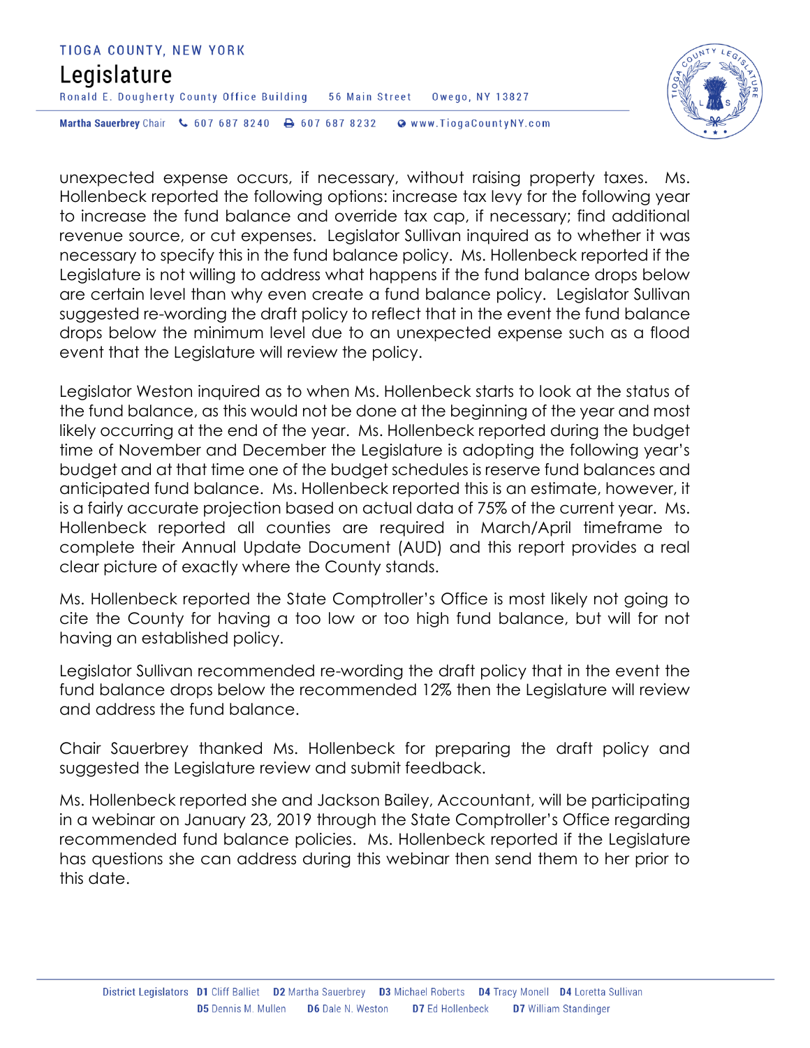unexpected expense occurs, if necessary, without raising property taxes. Ms. Hollenbeck reported the following options: increase tax levy for the following year to increase the fund balance and override tax cap, if necessary; find additional revenue source, or cut expenses. Legislator Sullivan inquired as to whether it was necessary to specify this in the fund balance policy. Ms. Hollenbeck reported if the Legislature is not willing to address what happens if the fund balance drops below are certain level than why even create a fund balance policy. Legislator Sullivan suggested re-wording the draft policy to reflect that in the event the fund balance drops below the minimum level due to an unexpected expense such as a flood event that the Legislature will review the policy.

Legislator Weston inquired as to when Ms. Hollenbeck starts to look at the status of the fund balance, as this would not be done at the beginning of the year and most likely occurring at the end of the year. Ms. Hollenbeck reported during the budget time of November and December the Legislature is adopting the following year's budget and at that time one of the budget schedules is reserve fund balances and anticipated fund balance. Ms. Hollenbeck reported this is an estimate, however, it is a fairly accurate projection based on actual data of 75% of the current year. Ms. Hollenbeck reported all counties are required in March/April timeframe to complete their Annual Update Document (AUD) and this report provides a real clear picture of exactly where the County stands.

Ms. Hollenbeck reported the State Comptroller's Office is most likely not going to cite the County for having a too low or too high fund balance, but will for not having an established policy.

Legislator Sullivan recommended re-wording the draft policy that in the event the fund balance drops below the recommended 12% then the Legislature will review and address the fund balance.

Chair Sauerbrey thanked Ms. Hollenbeck for preparing the draft policy and suggested the Legislature review and submit feedback.

Ms. Hollenbeck reported she and Jackson Bailey, Accountant, will be participating in a webinar on January 23, 2019 through the State Comptroller's Office regarding recommended fund balance policies. Ms. Hollenbeck reported if the Legislature has questions she can address during this webinar then send them to her prior to this date.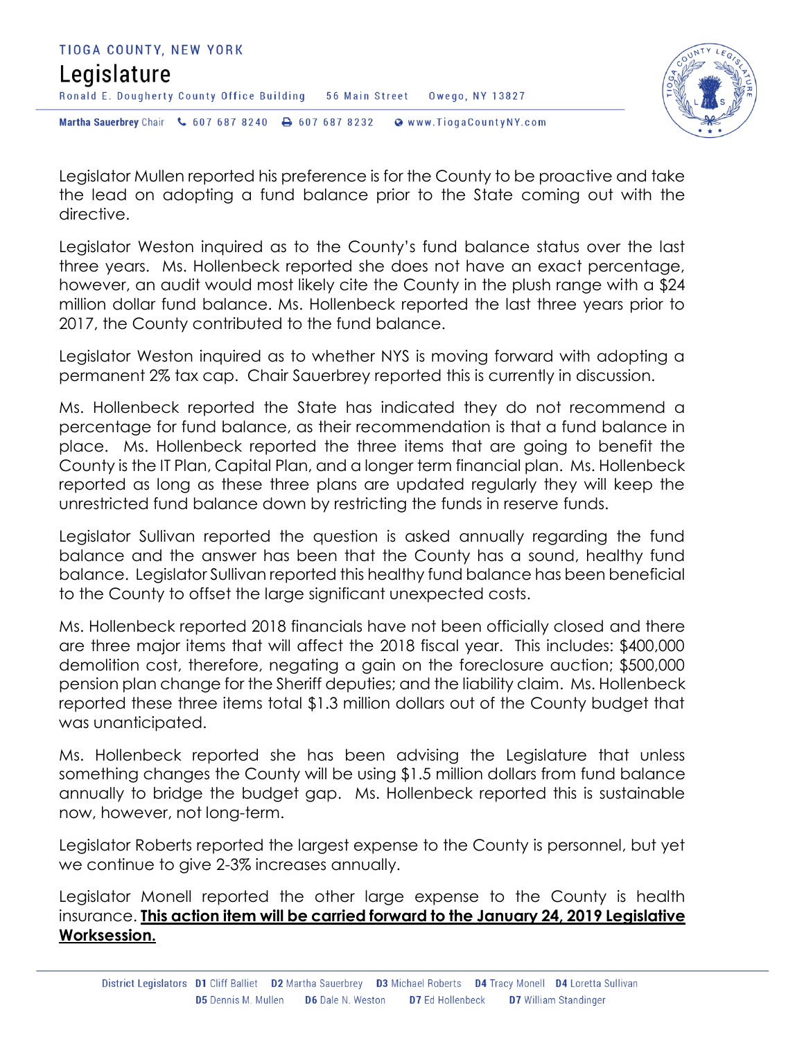Legislator Mullen reported his preference is for the County to be proactive and take the lead on adopting a fund balance prior to the State coming out with the directive.

Legislator Weston inquired as to the County's fund balance status over the last three years. Ms. Hollenbeck reported she does not have an exact percentage, however, an audit would most likely cite the County in the plush range with a $24 million dollar fund balance. Ms. Hollenbeck reported the last three years prior to 2017, the County contributed to the fund balance.

Legislator Weston inquired as to whether NYS is moving forward with adopting a permanent 2% tax cap. Chair Sauerbrey reported this is currently in discussion.

Ms. Hollenbeck reported the State has indicated they do not recommend a percentage for fund balance, as their recommendation is that a fund balance in place. Ms. Hollenbeck reported the three items that are going to benefit the County is the IT Plan, Capital Plan, and a longer term financial plan. Ms. Hollenbeck reported as long as these three plans are updated regularly they will keep the unrestricted fund balance down by restricting the funds in reserve funds.

Legislator Sullivan reported the question is asked annually regarding the fund balance and the answer has been that the County has a sound, healthy fund balance. Legislator Sullivan reported this healthy fund balance has been beneficial to the County to offset the large significant unexpected costs.

Ms. Hollenbeck reported 2018 financials have not been officially closed and there are three major items that will affect the 2018 fiscal year. This includes: $400,000 demolition cost, therefore, negating a gain on the foreclosure auction; $500,000 pension plan change for the Sheriff deputies; and the liability claim. Ms. Hollenbeck reported these three items total $1.3 million dollars out of the County budget that was unanticipated.

Ms. Hollenbeck reported she has been advising the Legislature that unless something changes the County will be using $1.5 million dollars from fund balance annually to bridge the budget gap. Ms. Hollenbeck reported this is sustainable now, however, not long-term.

Legislator Roberts reported the largest expense to the County is personnel, but yet we continue to give 2-3% increases annually.

Legislator Monell reported the other large expense to the County is health insurance. **This action item will be carried forward to the January 24, 2019 Legislative Worksession.**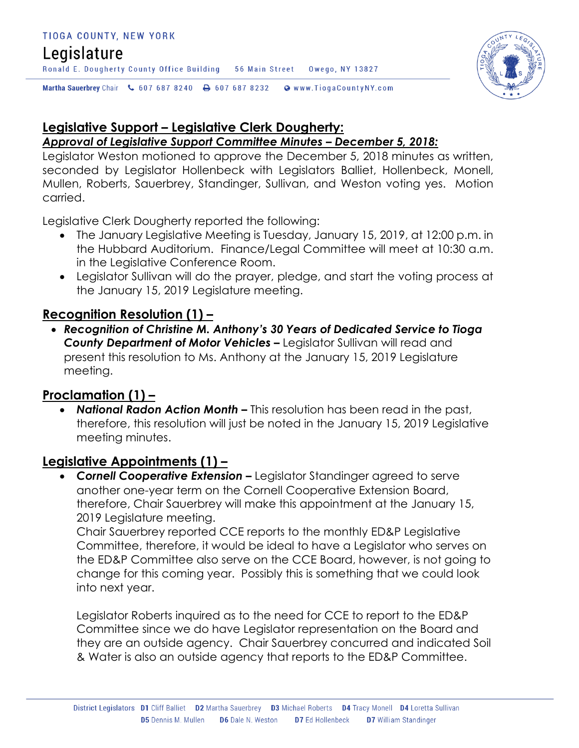## Legislative Support – Legislative Clerk Dougherty:

### *Approval of Legislative Support Committee Minutes – December 5, 2018:*

Legislator Weston motioned to approve the December 5, 2018 minutes as written, seconded by Legislator Hollenbeck with Legislators Balliet, Hollenbeck, Monell, Mullen, Roberts, Sauerbrey, Standinger, Sullivan, and Weston voting yes. Motion carried.

Legislative Clerk Dougherty reported the following:

- The January Legislative Meeting is Tuesday, January 15, 2019, at 12:00 p.m. in the Hubbard Auditorium. Finance/Legal Committee will meet at 10:30 a.m. in the Legislative Conference Room.
- Legislator Sullivan will do the prayer, pledge, and start the voting process at the January 15, 2019 Legislature meeting.

## Recognition Resolution (1) –

- ***Recognition of Christine M. Anthony's 30 Years of Dedicated Service to Tioga County Department of Motor Vehicles –*** Legislator Sullivan will read and present this resolution to Ms. Anthony at the January 15, 2019 Legislature meeting.

## Proclamation (1) –

- ***National Radon Action Month –*** This resolution has been read in the past, therefore, this resolution will just be noted in the January 15, 2019 Legislative meeting minutes.

## Legislative Appointments (1) –

- ***Cornell Cooperative Extension –*** Legislator Standinger agreed to serve another one-year term on the Cornell Cooperative Extension Board, therefore, Chair Sauerbrey will make this appointment at the January 15, 2019 Legislature meeting.

  Chair Sauerbrey reported CCE reports to the monthly ED&P Legislative Committee, therefore, it would be ideal to have a Legislator who serves on the ED&P Committee also serve on the CCE Board, however, is not going to change for this coming year. Possibly this is something that we could look into next year.

  Legislator Roberts inquired as to the need for CCE to report to the ED&P Committee since we do have Legislator representation on the Board and they are an outside agency. Chair Sauerbrey concurred and indicated Soil & Water is also an outside agency that reports to the ED&P Committee.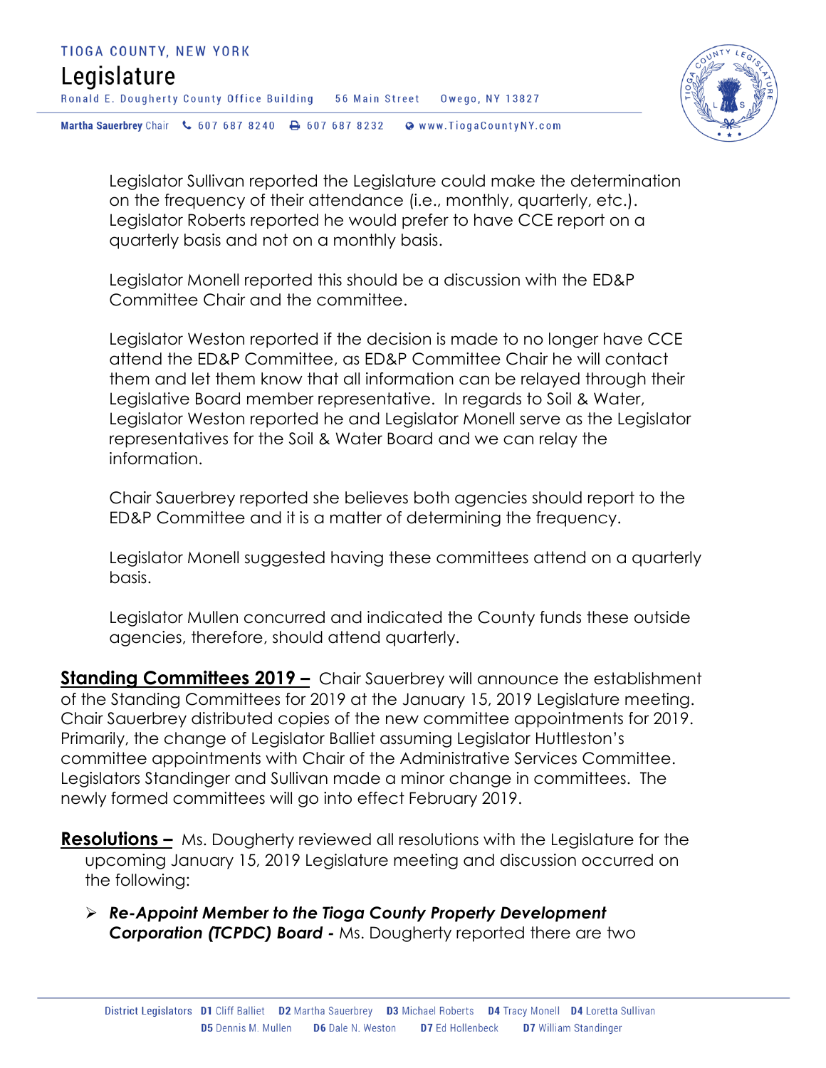Legislator Sullivan reported the Legislature could make the determination on the frequency of their attendance (i.e., monthly, quarterly, etc.). Legislator Roberts reported he would prefer to have CCE report on a quarterly basis and not on a monthly basis.

Legislator Monell reported this should be a discussion with the ED&P Committee Chair and the committee.

Legislator Weston reported if the decision is made to no longer have CCE attend the ED&P Committee, as ED&P Committee Chair he will contact them and let them know that all information can be relayed through their Legislative Board member representative. In regards to Soil & Water, Legislator Weston reported he and Legislator Monell serve as the Legislator representatives for the Soil & Water Board and we can relay the information.

Chair Sauerbrey reported she believes both agencies should report to the ED&P Committee and it is a matter of determining the frequency.

Legislator Monell suggested having these committees attend on a quarterly basis.

Legislator Mullen concurred and indicated the County funds these outside agencies, therefore, should attend quarterly.

**<u>Standing Committees 2019 –</u>** Chair Sauerbrey will announce the establishment of the Standing Committees for 2019 at the January 15, 2019 Legislature meeting. Chair Sauerbrey distributed copies of the new committee appointments for 2019. Primarily, the change of Legislator Balliet assuming Legislator Huttleston's committee appointments with Chair of the Administrative Services Committee. Legislators Standinger and Sullivan made a minor change in committees. The newly formed committees will go into effect February 2019.

**<u>Resolutions –</u>** Ms. Dougherty reviewed all resolutions with the Legislature for the upcoming January 15, 2019 Legislature meeting and discussion occurred on the following:

- ***Re-Appoint Member to the Tioga County Property Development Corporation (TCPDC) Board -*** Ms. Dougherty reported there are two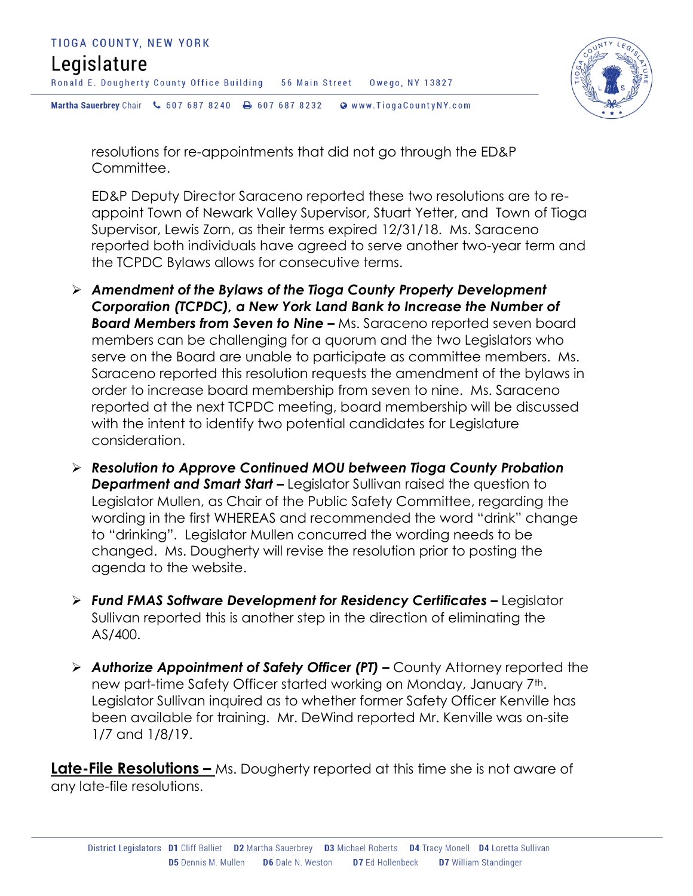resolutions for re-appointments that did not go through the ED&P Committee.

ED&P Deputy Director Saraceno reported these two resolutions are to re-appoint Town of Newark Valley Supervisor, Stuart Yetter, and Town of Tioga Supervisor, Lewis Zorn, as their terms expired 12/31/18. Ms. Saraceno reported both individuals have agreed to serve another two-year term and the TCPDC Bylaws allows for consecutive terms.

- ***Amendment of the Bylaws of the Tioga County Property Development Corporation (TCPDC), a New York Land Bank to Increase the Number of Board Members from Seven to Nine –*** Ms. Saraceno reported seven board members can be challenging for a quorum and the two Legislators who serve on the Board are unable to participate as committee members. Ms. Saraceno reported this resolution requests the amendment of the bylaws in order to increase board membership from seven to nine. Ms. Saraceno reported at the next TCPDC meeting, board membership will be discussed with the intent to identify two potential candidates for Legislature consideration.

- ***Resolution to Approve Continued MOU between Tioga County Probation Department and Smart Start –*** Legislator Sullivan raised the question to Legislator Mullen, as Chair of the Public Safety Committee, regarding the wording in the first WHEREAS and recommended the word "drink" change to "drinking". Legislator Mullen concurred the wording needs to be changed. Ms. Dougherty will revise the resolution prior to posting the agenda to the website.

- ***Fund FMAS Software Development for Residency Certificates –*** Legislator Sullivan reported this is another step in the direction of eliminating the AS/400.

- ***Authorize Appointment of Safety Officer (PT) –*** County Attorney reported the new part-time Safety Officer started working on Monday, January 7th. Legislator Sullivan inquired as to whether former Safety Officer Kenville has been available for training. Mr. DeWind reported Mr. Kenville was on-site 1/7 and 1/8/19.

**Late-File Resolutions –** Ms. Dougherty reported at this time she is not aware of any late-file resolutions.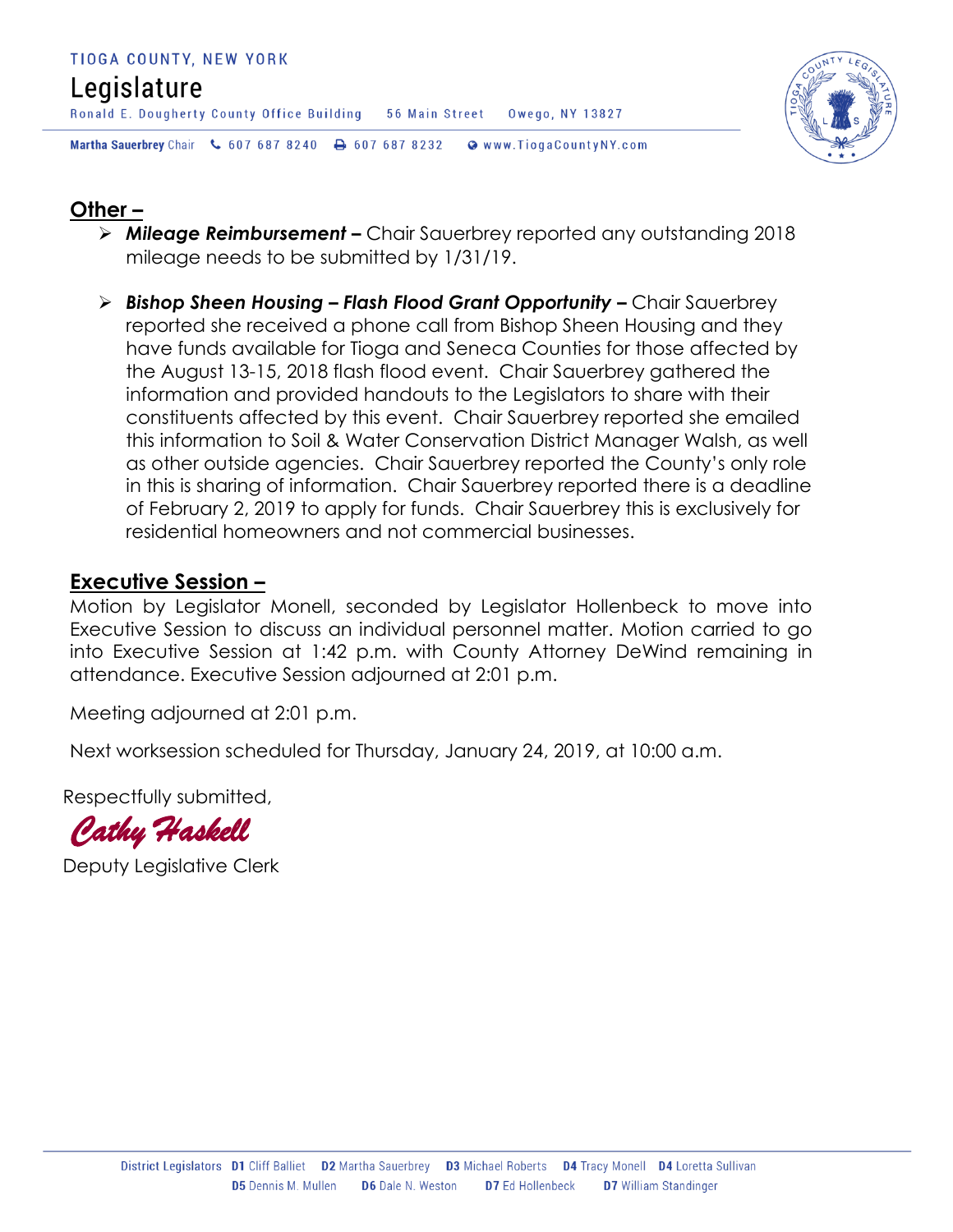## Other –

- ***Mileage Reimbursement –*** Chair Sauerbrey reported any outstanding 2018 mileage needs to be submitted by 1/31/19.

- ***Bishop Sheen Housing – Flash Flood Grant Opportunity –*** Chair Sauerbrey reported she received a phone call from Bishop Sheen Housing and they have funds available for Tioga and Seneca Counties for those affected by the August 13-15, 2018 flash flood event. Chair Sauerbrey gathered the information and provided handouts to the Legislators to share with their constituents affected by this event. Chair Sauerbrey reported she emailed this information to Soil & Water Conservation District Manager Walsh, as well as other outside agencies. Chair Sauerbrey reported the County's only role in this is sharing of information. Chair Sauerbrey reported there is a deadline of February 2, 2019 to apply for funds. Chair Sauerbrey this is exclusively for residential homeowners and not commercial businesses.

## Executive Session –

Motion by Legislator Monell, seconded by Legislator Hollenbeck to move into Executive Session to discuss an individual personnel matter. Motion carried to go into Executive Session at 1:42 p.m. with County Attorney DeWind remaining in attendance. Executive Session adjourned at 2:01 p.m.

Meeting adjourned at 2:01 p.m.

Next worksession scheduled for Thursday, January 24, 2019, at 10:00 a.m.

Respectfully submitted,

*Cathy Haskell*

Deputy Legislative Clerk